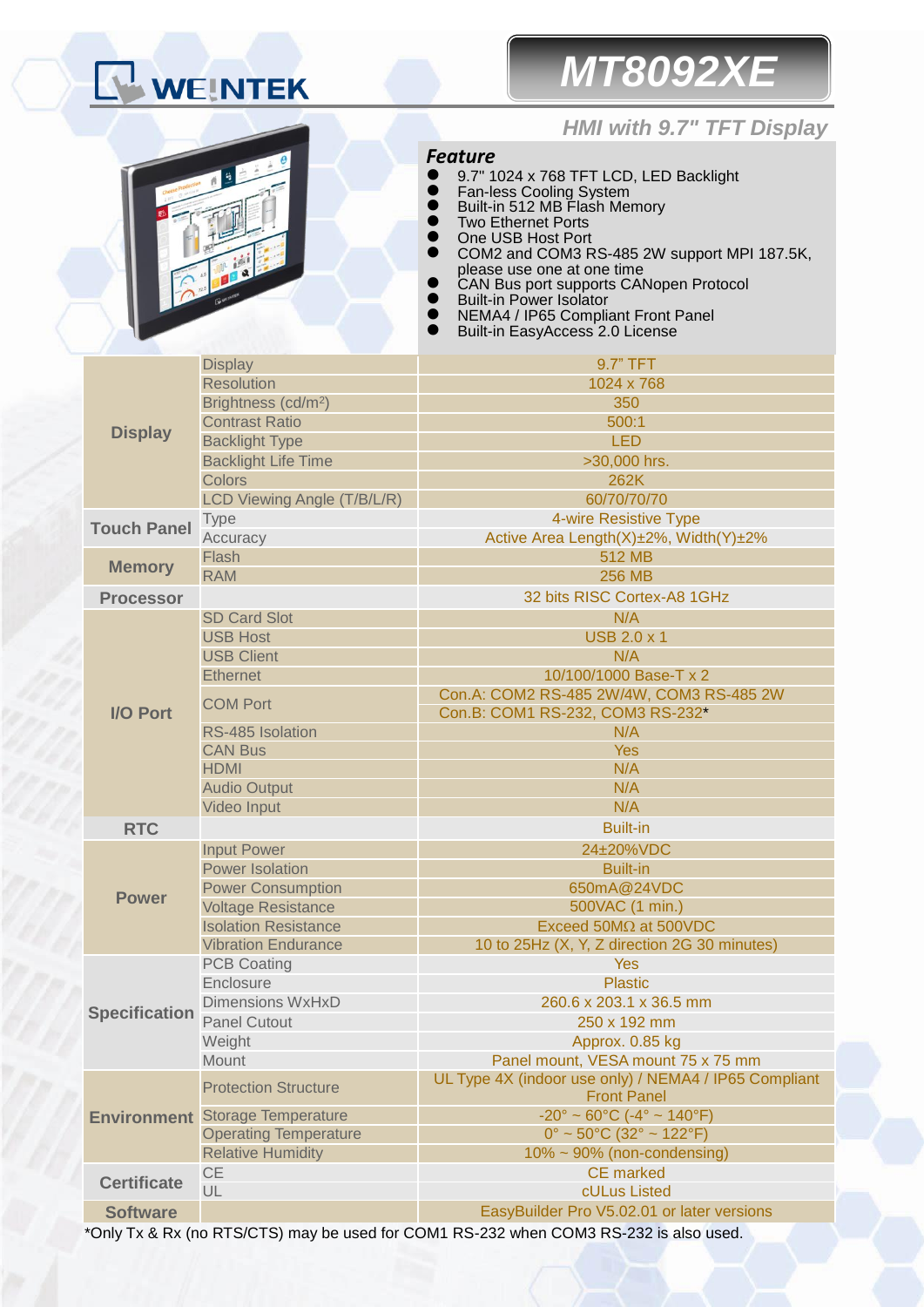WEINTEK

# MT8092XE

## HMI with 9.7" TFT Display

### Feature

- 9.7" 1024 x 768 TFT LCD, LED Backlight
- Fan-less Cooling System
- Built-in 512 MB Flash Memory
- Two Ethernet Ports
- One USB Host Port
- COM2 and COM3 RS-485 2W support MPI 187.5K, please use one at one time
- CAN Bus port supports CANopen Protocol
- Built-in Power Isolator
- NEMA4 / IP65 Compliant Front Panel
- Built-in EasyAccess 2.0 License

| | | |
|---|---|---|
| **Display** | Display | 9.7" TFT |
| | Resolution | 1024 x 768 |
| | Brightness (cd/m²) | 350 |
| | Contrast Ratio | 500:1 |
| | Backlight Type | LED |
| | Backlight Life Time | >30,000 hrs. |
| | Colors | 262K |
| | LCD Viewing Angle (T/B/L/R) | 60/70/70/70 |
| **Touch Panel** | Type | 4-wire Resistive Type |
| | Accuracy | Active Area Length(X)±2%, Width(Y)±2% |
| **Memory** | Flash | 512 MB |
| | RAM | 256 MB |
| **Processor** | | 32 bits RISC Cortex-A8 1GHz |
| **I/O Port** | SD Card Slot | N/A |
| | USB Host | USB 2.0 x 1 |
| | USB Client | N/A |
| | Ethernet | 10/100/1000 Base-T x 2 |
| | COM Port | Con.A: COM2 RS-485 2W/4W, COM3 RS-485 2W<br>Con.B: COM1 RS-232, COM3 RS-232* |
| | RS-485 Isolation | N/A |
| | CAN Bus | Yes |
| | HDMI | N/A |
| | Audio Output | N/A |
| | Video Input | N/A |
| **RTC** | | Built-in |
| **Power** | Input Power | 24±20%VDC |
| | Power Isolation | Built-in |
| | Power Consumption | 650mA@24VDC |
| | Voltage Resistance | 500VAC (1 min.) |
| | Isolation Resistance | Exceed 50MΩ at 500VDC |
| | Vibration Endurance | 10 to 25Hz (X, Y, Z direction 2G 30 minutes) |
| **Specification** | PCB Coating | Yes |
| | Enclosure | Plastic |
| | Dimensions WxHxD | 260.6 x 203.1 x 36.5 mm |
| | Panel Cutout | 250 x 192 mm |
| | Weight | Approx. 0.85 kg |
| | Mount | Panel mount, VESA mount 75 x 75 mm |
| **Environment** | Protection Structure | UL Type 4X (indoor use only) / NEMA4 / IP65 Compliant Front Panel |
| | Storage Temperature | -20° ~ 60°C (-4° ~ 140°F) |
| | Operating Temperature | 0° ~ 50°C (32° ~ 122°F) |
| | Relative Humidity | 10% ~ 90% (non-condensing) |
| **Certificate** | CE | CE marked |
| | UL | cULus Listed |
| **Software** | | EasyBuilder Pro V5.02.01 or later versions |

*Only Tx & Rx (no RTS/CTS) may be used for COM1 RS-232 when COM3 RS-232 is also used.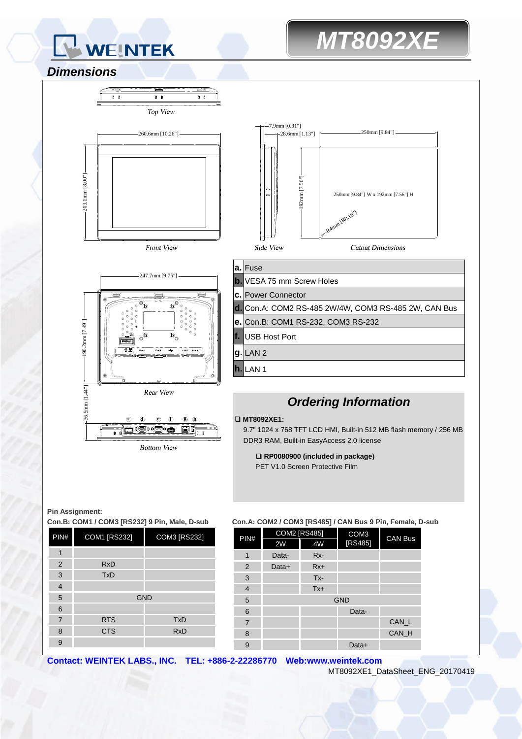# MT8092XE

## Dimensions

Top View

260.6mm [10.26"]

203.1mm [8.00"]

Front View

7.9mm [0.31"]

28.6mm [1.13"]

Side View

250mm [9.84"]

192mm [7.56"]

250mm [9.84"] W x 192mm [7.56"] H

R4mm [R0.16"]

Cutout Dimensions

247.7mm [9.75"]

190.2mm [7.49"]

Rear View

36.5mm [1.44"]

Bottom View

| | |
|---|---|
| **a.** | Fuse |
| **b.** | VESA 75 mm Screw Holes |
| **c.** | Power Connector |
| **d.** | Con.A: COM2 RS-485 2W/4W, COM3 RS-485 2W, CAN Bus |
| **e.** | Con.B: COM1 RS-232, COM3 RS-232 |
| **f.** | USB Host Port |
| **g.** | LAN 2 |
| **h.** | LAN 1 |

## Ordering Information

❑ **MT8092XE1:**

9.7" 1024 x 768 TFT LCD HMI, Built-in 512 MB flash memory / 256 MB DDR3 RAM, Built-in EasyAccess 2.0 license

❑ **RP0080900 (included in package)**

PET V1.0 Screen Protective Film

**Pin Assignment:**

**Con.B: COM1 / COM3 [RS232] 9 Pin, Male, D-sub**

| PIN# | COM1 [RS232] | COM3 [RS232] |
|---|---|---|
| 1 | | |
| 2 | RxD | |
| 3 | TxD | |
| 4 | | |
| 5 | GND | |
| 6 | | |
| 7 | RTS | TxD |
| 8 | CTS | RxD |
| 9 | | |

**Con.A: COM2 / COM3 [RS485] / CAN Bus 9 Pin, Female, D-sub**

| PIN# | COM2 [RS485] | | COM3 [RS485] | CAN Bus |
|---|---|---|---|---|
| | 2W | 4W | | |
| 1 | Data- | Rx- | | |
| 2 | Data+ | Rx+ | | |
| 3 | | Tx- | | |
| 4 | | Tx+ | | |
| 5 | GND | | | |
| 6 | | | Data- | |
| 7 | | | | CAN_L |
| 8 | | | | CAN_H |
| 9 | | | Data+ | |

**Contact: WEINTEK LABS., INC. TEL: +886-2-22286770 Web:www.weintek.com**

MT8092XE1_DataSheet_ENG_20170419